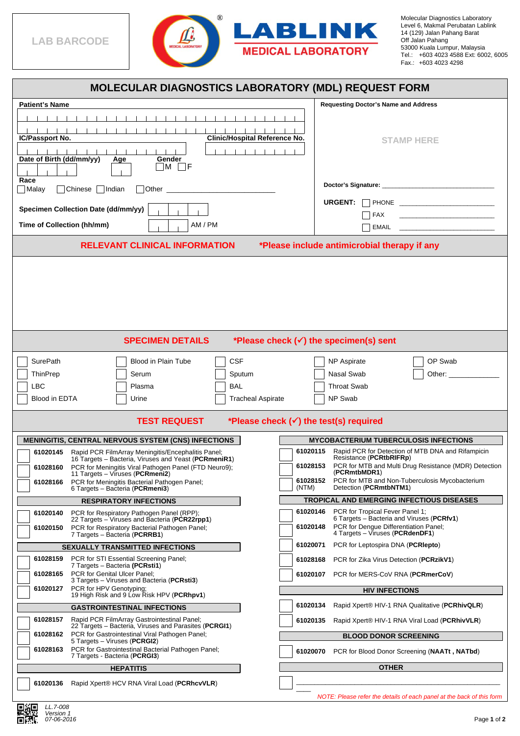LAB BARCODE

LABLINK®
MEDICAL LABORATORY

Molecular Diagnostics Laboratory
Level 6, Makmal Perubatan Lablink
14 (129) Jalan Pahang Barat
Off Jalan Pahang
53000 Kuala Lumpur, Malaysia
Tel.: +603 4023 4588 Ext: 6002, 6005
Fax.: +603 4023 4298

# MOLECULAR DIAGNOSTICS LABORATORY (MDL) REQUEST FORM

**Patient's Name**

**IC/Passport No.**

**Clinic/Hospital Reference No.**

**Date of Birth (dd/mm/yy)** **Age** **Gender** ☐M ☐F

**Race**
☐Malay ☐Chinese ☐Indian ☐Other ____________________

**Specimen Collection Date (dd/mm/yy)**

**Time of Collection (hh/mm)** AM / PM

**Requesting Doctor's Name and Address**

STAMP HERE

**Doctor's Signature:** ______________________________

**URGENT:** ☐ PHONE ______________________
☐ FAX ______________________
☐ EMAIL ______________________

## RELEVANT CLINICAL INFORMATION *Please include antimicrobial therapy if any

## SPECIMEN DETAILS *Please check (✓) the specimen(s) sent

| | | | | |
|---|---|---|---|---|
| ☐ SurePath | ☐ Blood in Plain Tube | ☐ CSF | ☐ NP Aspirate | ☐ OP Swab |
| ☐ ThinPrep | ☐ Serum | ☐ Sputum | ☐ Nasal Swab | ☐ Other: ____________ |
| ☐ LBC | ☐ Plasma | ☐ BAL | ☐ Throat Swab | |
| ☐ Blood in EDTA | ☐ Urine | ☐ Tracheal Aspirate | ☐ NP Swab | |

## TEST REQUEST *Please check (✓) the test(s) required

### MENINGITIS, CENTRAL NERVOUS SYSTEM (CNS) INFECTIONS

- ☐ **61020145** Rapid PCR FilmArray Meningitis/Encephalitis Panel; 16 Targets – Bacteria, Viruses and Yeast (**PCRmeniR1**)
- ☐ **61028160** PCR for Meningitis Viral Pathogen Panel (FTD Neuro9); 11 Targets – Viruses (**PCRmeni2**)
- ☐ **61028166** PCR for Meningitis Bacterial Pathogen Panel; 6 Targets – Bacteria (**PCRmeni3**)

### RESPIRATORY INFECTIONS

- ☐ **61020140** PCR for Respiratory Pathogen Panel (RPP); 22 Targets – Viruses and Bacteria (**PCR22rpp1**)
- ☐ **61020150** PCR for Respiratory Bacterial Pathogen Panel; 7 Targets – Bacteria (**PCRRB1**)

### SEXUALLY TRANSMITTED INFECTIONS

- ☐ **61028159** PCR for STI Essential Screening Panel; 7 Targets – Bacteria (**PCRsti1**)
- ☐ **61028165** PCR for Genital Ulcer Panel; 3 Targets – Viruses and Bacteria (**PCRsti3**)
- ☐ **61020127** PCR for HPV Genotyping; 19 High Risk and 9 Low Risk HPV (**PCRhpv1**)

### GASTROINTESTINAL INFECTIONS

- ☐ **61028157** Rapid PCR FilmArray Gastrointestinal Panel; 22 Targets – Bacteria, Viruses and Parasites (**PCRGI1**)
- ☐ **61028162** PCR for Gastrointestinal Viral Pathogen Panel; 5 Targets – Viruses (**PCRGI2**)
- ☐ **61028163** PCR for Gastrointestinal Bacterial Pathogen Panel; 7 Targets – Bacteria (**PCRGI3**)

### HEPATITIS

- ☐ **61020136** Rapid Xpert® HCV RNA Viral Load (**PCRhcvVLR**)

### MYCOBACTERIUM TUBERCULOSIS INFECTIONS

- ☐ **61020115** Rapid PCR for Detection of MTB DNA and Rifampicin Resistance (**PCRtbRIFRp**)
- ☐ **61028153** PCR for MTB and Multi Drug Resistance (MDR) Detection (**PCRmtbMDR1**)
- ☐ **61028152** (NTM) PCR for MTB and Non-Tuberculosis Mycobacterium Detection (**PCRmtbNTM1**)

### TROPICAL AND EMERGING INFECTIOUS DISEASES

- ☐ **61020146** PCR for Tropical Fever Panel 1; 6 Targets – Bacteria and Viruses (**PCRfv1**)
- ☐ **61020148** PCR for Dengue Differentiation Panel; 4 Targets – Viruses (**PCRdenDF1**)
- ☐ **61020071** PCR for Leptospira DNA (**PCRlepto**)
- ☐ **61028168** PCR for Zika Virus Detection (**PCRzikV1**)
- ☐ **61020107** PCR for MERS-CoV RNA (**PCRmerCoV**)

### HIV INFECTIONS

- ☐ **61020134** Rapid Xpert® HIV-1 RNA Qualitative (**PCRhivQLR**)
- ☐ **61020135** Rapid Xpert® HIV-1 RNA Viral Load (**PCRhivVLR**)

### BLOOD DONOR SCREENING

- ☐ **61020070** PCR for Blood Donor Screening (**NAATt , NATbd**)

### OTHER

- ☐ ____________________________________________

*NOTE: Please refer the details of each panel at the back of this form*

*LL.7-008*
*Version 1*
*07-06-2016*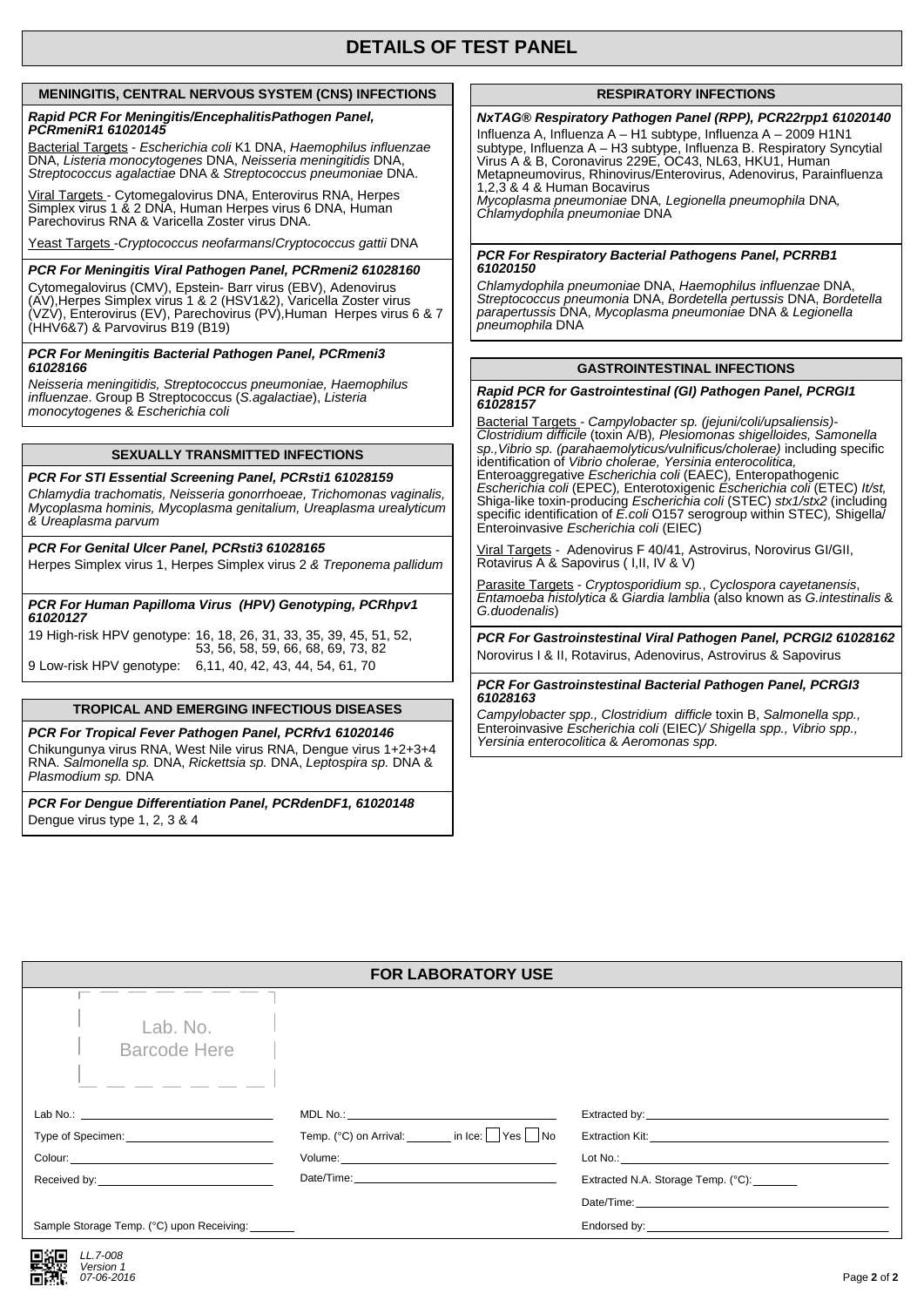# DETAILS OF TEST PANEL

## MENINGITIS, CENTRAL NERVOUS SYSTEM (CNS) INFECTIONS

**_Rapid PCR For Meningitis/EncephalitisPathogen Panel, PCRmeniR1 61020145_**

Bacterial Targets - *Escherichia coli* K1 DNA, *Haemophilus influenzae* DNA, *Listeria monocytogenes* DNA, *Neisseria meningitidis* DNA, *Streptococcus agalactiae* DNA & *Streptococcus pneumoniae* DNA.

Viral Targets - Cytomegalovirus DNA, Enterovirus RNA, Herpes Simplex virus 1 & 2 DNA, Human Herpes virus 6 DNA, Human Parechovirus RNA & Varicella Zoster virus DNA.

Yeast Targets -*Cryptococcus neofarmans*/*Cryptococcus gattii* DNA

**_PCR For Meningitis Viral Pathogen Panel, PCRmeni2 61028160_**

Cytomegalovirus (CMV), Epstein- Barr virus (EBV), Adenovirus (AV),Herpes Simplex virus 1 & 2 (HSV1&2), Varicella Zoster virus (VZV), Enterovirus (EV), Parechovirus (PV),Human Herpes virus 6 & 7 (HHV6&7) & Parvovirus B19 (B19)

**_PCR For Meningitis Bacterial Pathogen Panel, PCRmeni3 61028166_**

*Neisseria meningitidis, Streptococcus pneumoniae, Haemophilus influenzae*. Group B Streptococcus (*S.agalactiae*), *Listeria monocytogenes* & *Escherichia coli*

## SEXUALLY TRANSMITTED INFECTIONS

**_PCR For STI Essential Screening Panel, PCRsti1 61028159_**

*Chlamydia trachomatis, Neisseria gonorrhoeae, Trichomonas vaginalis, Mycoplasma hominis, Mycoplasma genitalium, Ureaplasma urealyticum & Ureaplasma parvum*

**_PCR For Genital Ulcer Panel, PCRsti3 61028165_**

Herpes Simplex virus 1, Herpes Simplex virus 2 & *Treponema pallidum*

**_PCR For Human Papilloma Virus (HPV) Genotyping, PCRhpv1 61020127_**

19 High-risk HPV genotype: 16, 18, 26, 31, 33, 35, 39, 45, 51, 52, 53, 56, 58, 59, 66, 68, 69, 73, 82

9 Low-risk HPV genotype: 6,11, 40, 42, 43, 44, 54, 61, 70

## TROPICAL AND EMERGING INFECTIOUS DISEASES

**_PCR For Tropical Fever Pathogen Panel, PCRfv1 61020146_**

Chikungunya virus RNA, West Nile virus RNA, Dengue virus 1+2+3+4 RNA. *Salmonella sp.* DNA, *Rickettsia sp.* DNA, *Leptospira sp.* DNA & *Plasmodium sp.* DNA

**_PCR For Dengue Differentiation Panel, PCRdenDF1, 61020148_**

Dengue virus type 1, 2, 3 & 4

## RESPIRATORY INFECTIONS

**_NxTAG® Respiratory Pathogen Panel (RPP), PCR22rpp1 61020140_**

Influenza A, Influenza A – H1 subtype, Influenza A – 2009 H1N1 subtype, Influenza A – H3 subtype, Influenza B. Respiratory Syncytial Virus A & B, Coronavirus 229E, OC43, NL63, HKU1, Human Metapneumovirus, Rhinovirus/Enterovirus, Adenovirus, Parainfluenza 1,2,3 & 4 & Human Bocavirus
*Mycoplasma pneumoniae* DNA, *Legionella pneumophila* DNA, *Chlamydophila pneumoniae* DNA

**_PCR For Respiratory Bacterial Pathogens Panel, PCRRB1 61020150_**

*Chlamydophila pneumoniae* DNA, *Haemophilus influenzae* DNA, *Streptococcus pneumonia* DNA, *Bordetella pertussis* DNA, *Bordetella parapertussis* DNA, *Mycoplasma pneumoniae* DNA & *Legionella pneumophila* DNA

## GASTROINTESTINAL INFECTIONS

**_Rapid PCR for Gastrointestinal (GI) Pathogen Panel, PCRGI1 61028157_**

Bacterial Targets - *Campylobacter sp. (jejuni/coli/upsaliensis)*- *Clostridium difficile* (toxin A/B), *Plesiomonas shigelloides, Samonella sp.,Vibrio sp. (parahaemolyticus/vulnificus/cholerae)* including specific identification of *Vibrio cholerae, Yersinia enterocolitica,* Enteroaggregative *Escherichia coli* (EAEC), Enteropathogenic *Escherichia coli* (EPEC), Enterotoxigenic *Escherichia coli* (ETEC) *lt/st,* Shiga-like toxin-producing *Escherichia coli* (STEC) *stx1/stx2* (including specific identification of *E.coli* O157 serogroup within STEC), Shigella/ Enteroinvasive *Escherichia coli* (EIEC)

Viral Targets - Adenovirus F 40/41, Astrovirus, Norovirus GI/GII, Rotavirus A & Sapovirus ( I,II, IV & V)

Parasite Targets - *Cryptosporidium sp.*, *Cyclospora cayetanensis*, *Entamoeba histolytica* & *Giardia lamblia* (also known as *G.intestinalis* & *G.duodenalis*)

**_PCR For Gastroinstestinal Viral Pathogen Panel, PCRGI2 61028162_**

Norovirus I & II, Rotavirus, Adenovirus, Astrovirus & Sapovirus

**_PCR For Gastroinstestinal Bacterial Pathogen Panel, PCRGI3 61028163_**

*Campylobacter spp., Clostridium difficle* toxin B, *Salmonella spp.,* Enteroinvasive *Escherichia coli* (EIEC)*/ Shigella spp., Vibrio spp., Yersinia enterocolitica* & *Aeromonas spp.*

## FOR LABORATORY USE

Lab. No.
Barcode Here

| | | |
|---|---|---|
| Lab No.: | MDL No.: | Extracted by: |
| Type of Specimen: | Temp. (°C) on Arrival: ____ in Ice: ☐ Yes ☐ No | Extraction Kit: |
| Colour: | Volume: | Lot No.: |
| Received by: | Date/Time: | Extracted N.A. Storage Temp. (°C): |
| | | Date/Time: |
| Sample Storage Temp. (°C) upon Receiving: | | Endorsed by: |

LL.7-008
Version 1
07-06-2016